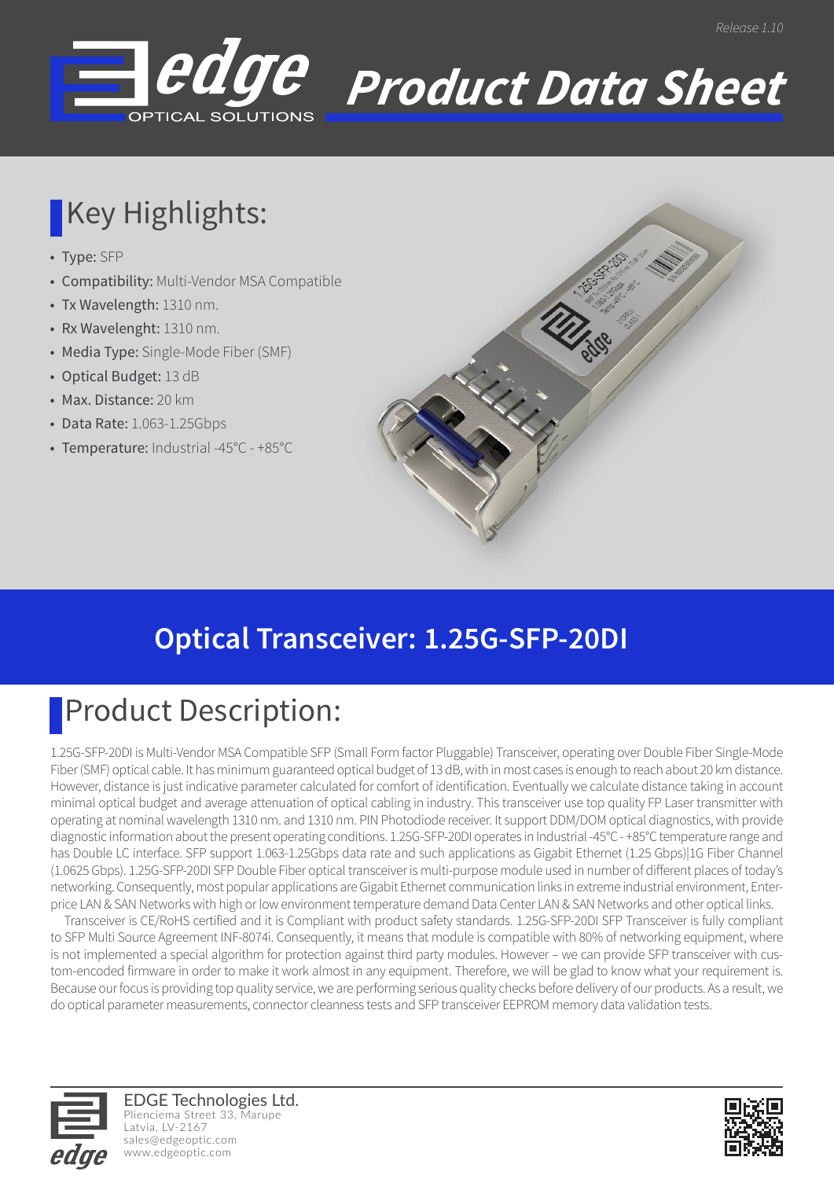Release 1.10

# edge OPTICAL SOLUTIONS Product Data Sheet

## Key Highlights:

- **Type:** SFP
- **Compatibility:** Multi-Vendor MSA Compatible
- **Tx Wavelength:** 1310 nm.
- **Rx Wavelenght:** 1310 nm.
- **Media Type:** Single-Mode Fiber (SMF)
- **Optical Budget:** 13 dB
- **Max. Distance:** 20 km
- **Data Rate:** 1.063-1.25Gbps
- **Temperature:** Industrial -45°C - +85°C

# Optical Transceiver: 1.25G-SFP-20DI

## Product Description:

1.25G-SFP-20DI is Multi-Vendor MSA Compatible SFP (Small Form factor Pluggable) Transceiver, operating over Double Fiber Single-Mode Fiber (SMF) optical cable. It has minimum guaranteed optical budget of 13 dB, with in most cases is enough to reach about 20 km distance. However, distance is just indicative parameter calculated for comfort of identification. Eventually we calculate distance taking in account minimal optical budget and average attenuation of optical cabling in industry. This transceiver use top quality FP Laser transmitter with operating at nominal wavelength 1310 nm. and 1310 nm. PIN Photodiode receiver. It support DDM/DOM optical diagnostics, with provide diagnostic information about the present operating conditions. 1.25G-SFP-20DI operates in Industrial -45°C - +85°C temperature range and has Double LC interface. SFP support 1.063-1.25Gbps data rate and such applications as Gigabit Ethernet (1.25 Gbps)|1G Fiber Channel (1.0625 Gbps). 1.25G-SFP-20DI SFP Double Fiber optical transceiver is multi-purpose module used in number of different places of today's networking. Consequently, most popular applications are Gigabit Ethernet communication links in extreme industrial environment, Enterprice LAN & SAN Networks with high or low environment temperature demand Data Center LAN & SAN Networks and other optical links.

Transceiver is CE/RoHS certified and it is Compliant with product safety standards. 1.25G-SFP-20DI SFP Transceiver is fully compliant to SFP Multi Source Agreement INF-8074i. Consequently, it means that module is compatible with 80% of networking equipment, where is not implemented a special algorithm for protection against third party modules. However – we can provide SFP transceiver with custom-encoded firmware in order to make it work almost in any equipment. Therefore, we will be glad to know what your requirement is. Because our focus is providing top quality service, we are performing serious quality checks before delivery of our products. As a result, we do optical parameter measurements, connector cleanness tests and SFP transceiver EEPROM memory data validation tests.

EDGE Technologies Ltd.
Plienciema Street 33, Marupe
Latvia, LV-2167
sales@edgeoptic.com
www.edgeoptic.com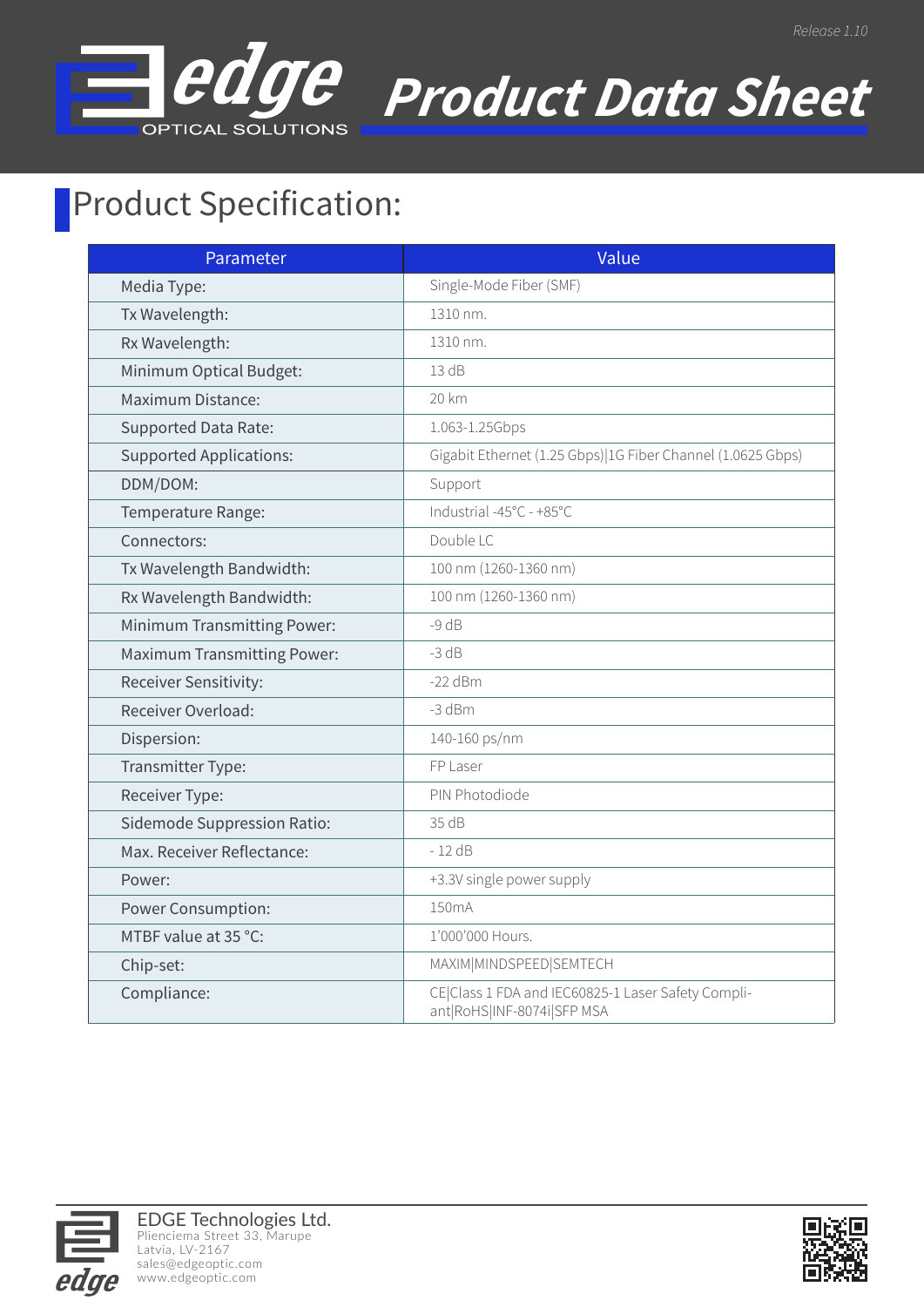## Product Specification:

| Parameter | Value |
|---|---|
| Media Type: | Single-Mode Fiber (SMF) |
| Tx Wavelength: | 1310 nm. |
| Rx Wavelength: | 1310 nm. |
| Minimum Optical Budget: | 13 dB |
| Maximum Distance: | 20 km |
| Supported Data Rate: | 1.063-1.25Gbps |
| Supported Applications: | Gigabit Ethernet (1.25 Gbps)\|1G Fiber Channel (1.0625 Gbps) |
| DDM/DOM: | Support |
| Temperature Range: | Industrial -45°C - +85°C |
| Connectors: | Double LC |
| Tx Wavelength Bandwidth: | 100 nm (1260-1360 nm) |
| Rx Wavelength Bandwidth: | 100 nm (1260-1360 nm) |
| Minimum Transmitting Power: | -9 dB |
| Maximum Transmitting Power: | -3 dB |
| Receiver Sensitivity: | -22 dBm |
| Receiver Overload: | -3 dBm |
| Dispersion: | 140-160 ps/nm |
| Transmitter Type: | FP Laser |
| Receiver Type: | PIN Photodiode |
| Sidemode Suppression Ratio: | 35 dB |
| Max. Receiver Reflectance: | - 12 dB |
| Power: | +3.3V single power supply |
| Power Consumption: | 150mA |
| MTBF value at 35 °C: | 1'000'000 Hours. |
| Chip-set: | MAXIM\|MINDSPEED\|SEMTECH |
| Compliance: | CE\|Class 1 FDA and IEC60825-1 Laser Safety Compliant\|RoHS\|INF-8074i\|SFP MSA |

EDGE Technologies Ltd.
Plienciema Street 33, Marupe
Latvia, LV-2167
sales@edgeoptic.com
www.edgeoptic.com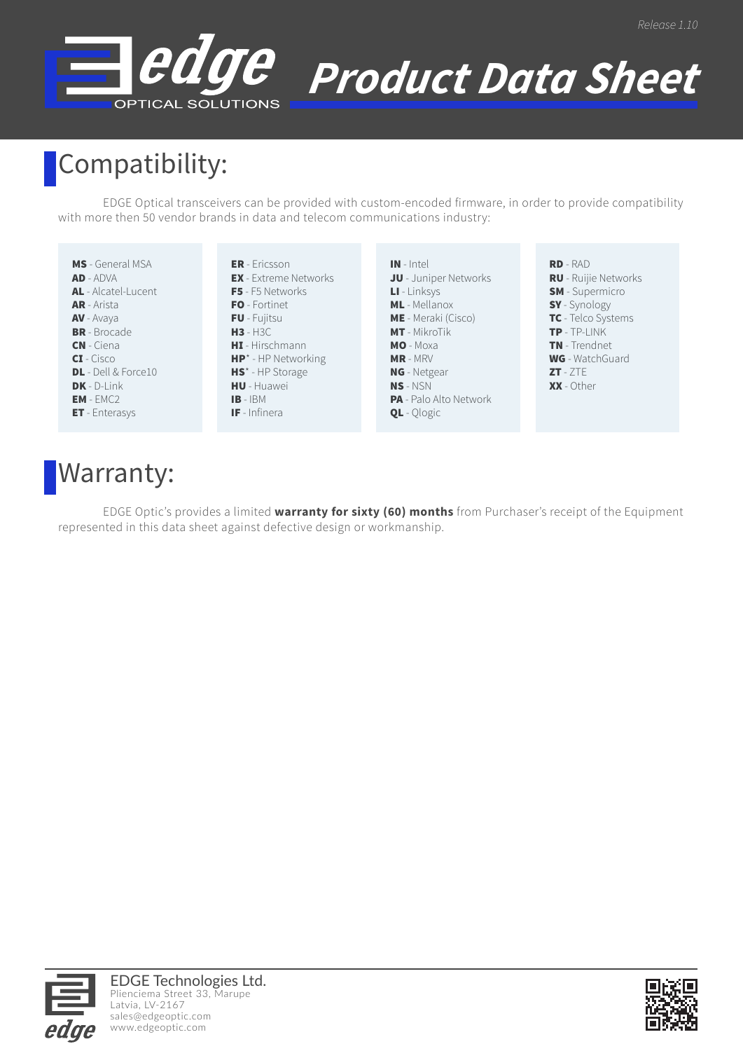## Compatibility:

EDGE Optical transceivers can be provided with custom-encoded firmware, in order to provide compatibility with more then 50 vendor brands in data and telecom communications industry:

**MS** - General MSA
**AD** - ADVA
**AL** - Alcatel-Lucent
**AR** - Arista
**AV** - Avaya
**BR** - Brocade
**CN** - Ciena
**CI** - Cisco
**DL** - Dell & Force10
**DK** - D-Link
**EM** - EMC2
**ET** - Enterasys

**ER** - Ericsson
**EX** - Extreme Networks
**F5** - F5 Networks
**FO** - Fortinet
**FU** - Fujitsu
**H3** - H3C
**HI** - Hirschmann
**HP*** - HP Networking
**HS*** - HP Storage
**HU** - Huawei
**IB** - IBM
**IF** - Infinera

**IN** - Intel
**JU** - Juniper Networks
**LI** - Linksys
**ML** - Mellanox
**ME** - Meraki (Cisco)
**MT** - MikroTik
**MO** - Moxa
**MR** - MRV
**NG** - Netgear
**NS** - NSN
**PA** - Palo Alto Network
**QL** - Qlogic

**RD** - RAD
**RU** - Ruijie Networks
**SM** - Supermicro
**SY** - Synology
**TC** - Telco Systems
**TP** - TP-LINK
**TN** - Trendnet
**WG** - WatchGuard
**ZT** - ZTE
**XX** - Other

## Warranty:

EDGE Optic's provides a limited **warranty for sixty (60) months** from Purchaser's receipt of the Equipment represented in this data sheet against defective design or workmanship.

EDGE Technologies Ltd.
Plienciema Street 33, Marupe
Latvia, LV-2167
sales@edgeoptic.com
www.edgeoptic.com